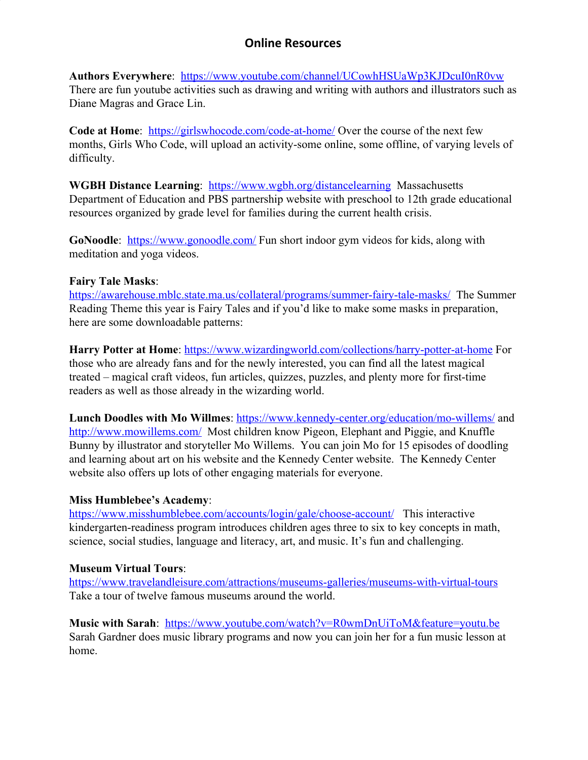# Online Resources

**Authors Everywhere**: https://www.youtube.com/channel/UCowhHSUaWp3KJDcuI0nR0vw There are fun youtube activities such as drawing and writing with authors and illustrators such as Diane Magras and Grace Lin.

**Code at Home**: https://girlswhocode.com/code-at-home/ Over the course of the next few months, Girls Who Code, will upload an activity-some online, some offline, of varying levels of difficulty.

**WGBH Distance Learning**: https://www.wgbh.org/distancelearning Massachusetts Department of Education and PBS partnership website with preschool to 12th grade educational resources organized by grade level for families during the current health crisis.

**GoNoodle**: https://www.gonoodle.com/ Fun short indoor gym videos for kids, along with meditation and yoga videos.

**Fairy Tale Masks**: https://awarehouse.mblc.state.ma.us/collateral/programs/summer-fairy-tale-masks/ The Summer Reading Theme this year is Fairy Tales and if you'd like to make some masks in preparation, here are some downloadable patterns:

**Harry Potter at Home**: https://www.wizardingworld.com/collections/harry-potter-at-home For those who are already fans and for the newly interested, you can find all the latest magical treated – magical craft videos, fun articles, quizzes, puzzles, and plenty more for first-time readers as well as those already in the wizarding world.

**Lunch Doodles with Mo Willmes**: https://www.kennedy-center.org/education/mo-willems/ and http://www.mowillems.com/ Most children know Pigeon, Elephant and Piggie, and Knuffle Bunny by illustrator and storyteller Mo Willems. You can join Mo for 15 episodes of doodling and learning about art on his website and the Kennedy Center website. The Kennedy Center website also offers up lots of other engaging materials for everyone.

**Miss Humblebee's Academy**: https://www.misshumblebee.com/accounts/login/gale/choose-account/ This interactive kindergarten-readiness program introduces children ages three to six to key concepts in math, science, social studies, language and literacy, art, and music. It's fun and challenging.

**Museum Virtual Tours**: https://www.travelandleisure.com/attractions/museums-galleries/museums-with-virtual-tours Take a tour of twelve famous museums around the world.

**Music with Sarah**: https://www.youtube.com/watch?v=R0wmDnUiToM&feature=youtu.be Sarah Gardner does music library programs and now you can join her for a fun music lesson at home.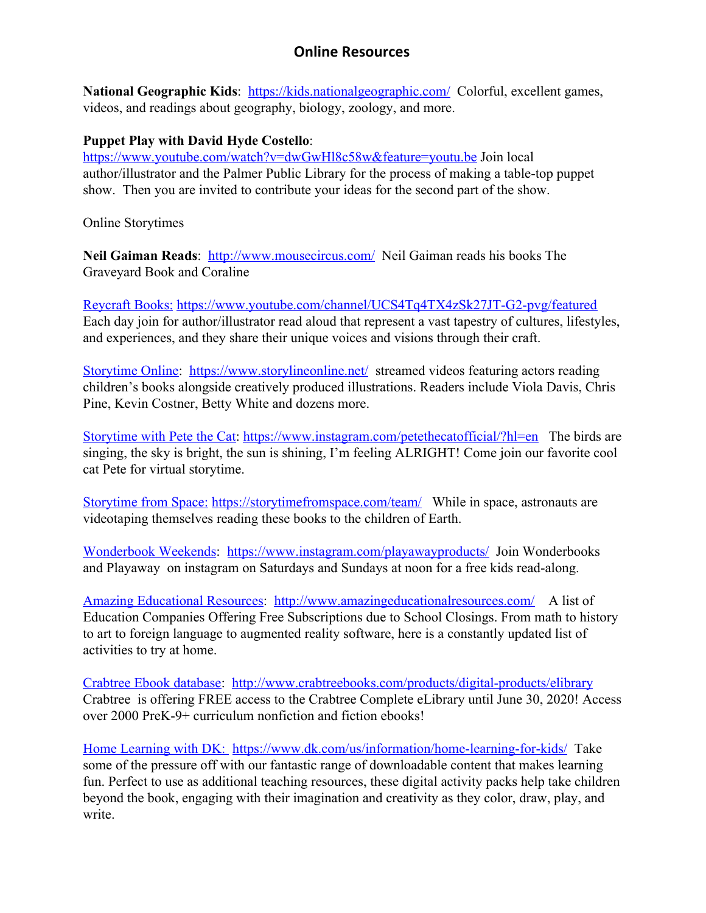# Online Resources

**National Geographic Kids**: https://kids.nationalgeographic.com/ Colorful, excellent games, videos, and readings about geography, biology, zoology, and more.

**Puppet Play with David Hyde Costello**:
https://www.youtube.com/watch?v=dwGwHl8c58w&feature=youtu.be Join local author/illustrator and the Palmer Public Library for the process of making a table-top puppet show. Then you are invited to contribute your ideas for the second part of the show.

Online Storytimes

**Neil Gaiman Reads**: http://www.mousecircus.com/ Neil Gaiman reads his books The Graveyard Book and Coraline

Reycraft Books: https://www.youtube.com/channel/UCS4Tq4TX4zSk27JT-G2-pvg/featured Each day join for author/illustrator read aloud that represent a vast tapestry of cultures, lifestyles, and experiences, and they share their unique voices and visions through their craft.

Storytime Online: https://www.storylineonline.net/ streamed videos featuring actors reading children's books alongside creatively produced illustrations. Readers include Viola Davis, Chris Pine, Kevin Costner, Betty White and dozens more.

Storytime with Pete the Cat: https://www.instagram.com/petethecatofficial/?hl=en The birds are singing, the sky is bright, the sun is shining, I'm feeling ALRIGHT! Come join our favorite cool cat Pete for virtual storytime.

Storytime from Space: https://storytimefromspace.com/team/ While in space, astronauts are videotaping themselves reading these books to the children of Earth.

Wonderbook Weekends: https://www.instagram.com/playawayproducts/ Join Wonderbooks and Playaway on instagram on Saturdays and Sundays at noon for a free kids read-along.

Amazing Educational Resources: http://www.amazingeducationalresources.com/ A list of Education Companies Offering Free Subscriptions due to School Closings. From math to history to art to foreign language to augmented reality software, here is a constantly updated list of activities to try at home.

Crabtree Ebook database: http://www.crabtreebooks.com/products/digital-products/elibrary Crabtree is offering FREE access to the Crabtree Complete eLibrary until June 30, 2020! Access over 2000 PreK-9+ curriculum nonfiction and fiction ebooks!

Home Learning with DK: https://www.dk.com/us/information/home-learning-for-kids/ Take some of the pressure off with our fantastic range of downloadable content that makes learning fun. Perfect to use as additional teaching resources, these digital activity packs help take children beyond the book, engaging with their imagination and creativity as they color, draw, play, and write.